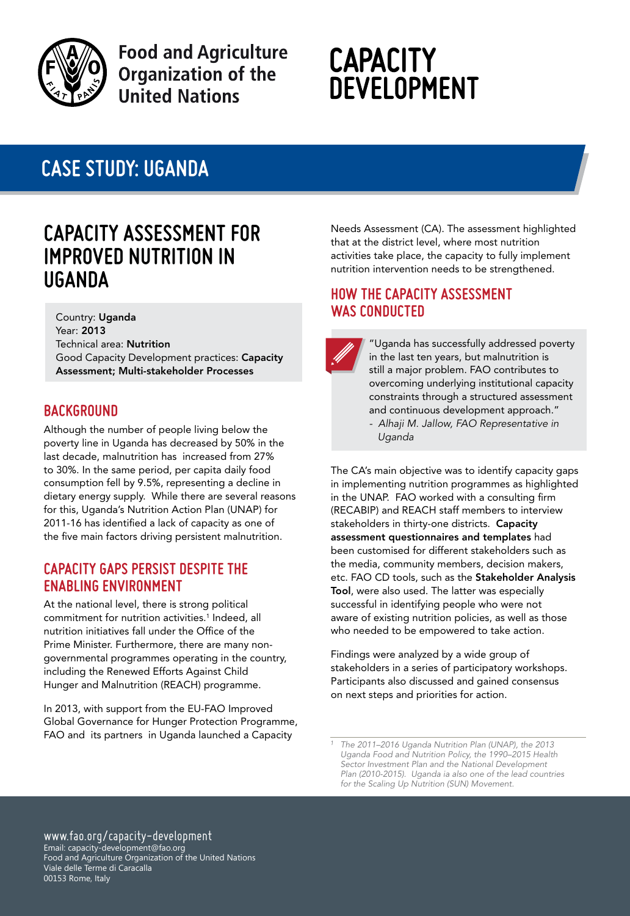Food and Agriculture Organization of the United Nations

# CAPACITY DEVELOPMENT

## CASE STUDY: UGANDA

# CAPACITY ASSESSMENT FOR IMPROVED NUTRITION IN UGANDA

Country: **Uganda**
Year: **2013**
Technical area: **Nutrition**
Good Capacity Development practices: **Capacity Assessment; Multi-stakeholder Processes**

## BACKGROUND

Although the number of people living below the poverty line in Uganda has decreased by 50% in the last decade, malnutrition has increased from 27% to 30%. In the same period, per capita daily food consumption fell by 9.5%, representing a decline in dietary energy supply. While there are several reasons for this, Uganda's Nutrition Action Plan (UNAP) for 2011-16 has identified a lack of capacity as one of the five main factors driving persistent malnutrition.

## CAPACITY GAPS PERSIST DESPITE THE ENABLING ENVIRONMENT

At the national level, there is strong political commitment for nutrition activities.[1] Indeed, all nutrition initiatives fall under the Office of the Prime Minister. Furthermore, there are many non-governmental programmes operating in the country, including the Renewed Efforts Against Child Hunger and Malnutrition (REACH) programme.

In 2013, with support from the EU-FAO Improved Global Governance for Hunger Protection Programme, FAO and its partners in Uganda launched a Capacity Needs Assessment (CA). The assessment highlighted that at the district level, where most nutrition activities take place, the capacity to fully implement nutrition intervention needs to be strengthened.

## HOW THE CAPACITY ASSESSMENT WAS CONDUCTED

> "Uganda has successfully addressed poverty in the last ten years, but malnutrition is still a major problem. FAO contributes to overcoming underlying institutional capacity constraints through a structured assessment and continuous development approach."
> - *Alhaji M. Jallow, FAO Representative in Uganda*

The CA's main objective was to identify capacity gaps in implementing nutrition programmes as highlighted in the UNAP. FAO worked with a consulting firm (RECABIP) and REACH staff members to interview stakeholders in thirty-one districts. **Capacity assessment questionnaires and templates** had been customised for different stakeholders such as the media, community members, decision makers, etc. FAO CD tools, such as the **Stakeholder Analysis Tool**, were also used. The latter was especially successful in identifying people who were not aware of existing nutrition policies, as well as those who needed to be empowered to take action.

Findings were analyzed by a wide group of stakeholders in a series of participatory workshops. Participants also discussed and gained consensus on next steps and priorities for action.

---

[1] *The 2011–2016 Uganda Nutrition Plan (UNAP), the 2013 Uganda Food and Nutrition Policy, the 1990–2015 Health Sector Investment Plan and the National Development Plan (2010-2015). Uganda ia also one of the lead countries for the Scaling Up Nutrition (SUN) Movement.*

www.fao.org/capacity-development
Email: capacity-development@fao.org
Food and Agriculture Organization of the United Nations
Viale delle Terme di Caracalla
00153 Rome, Italy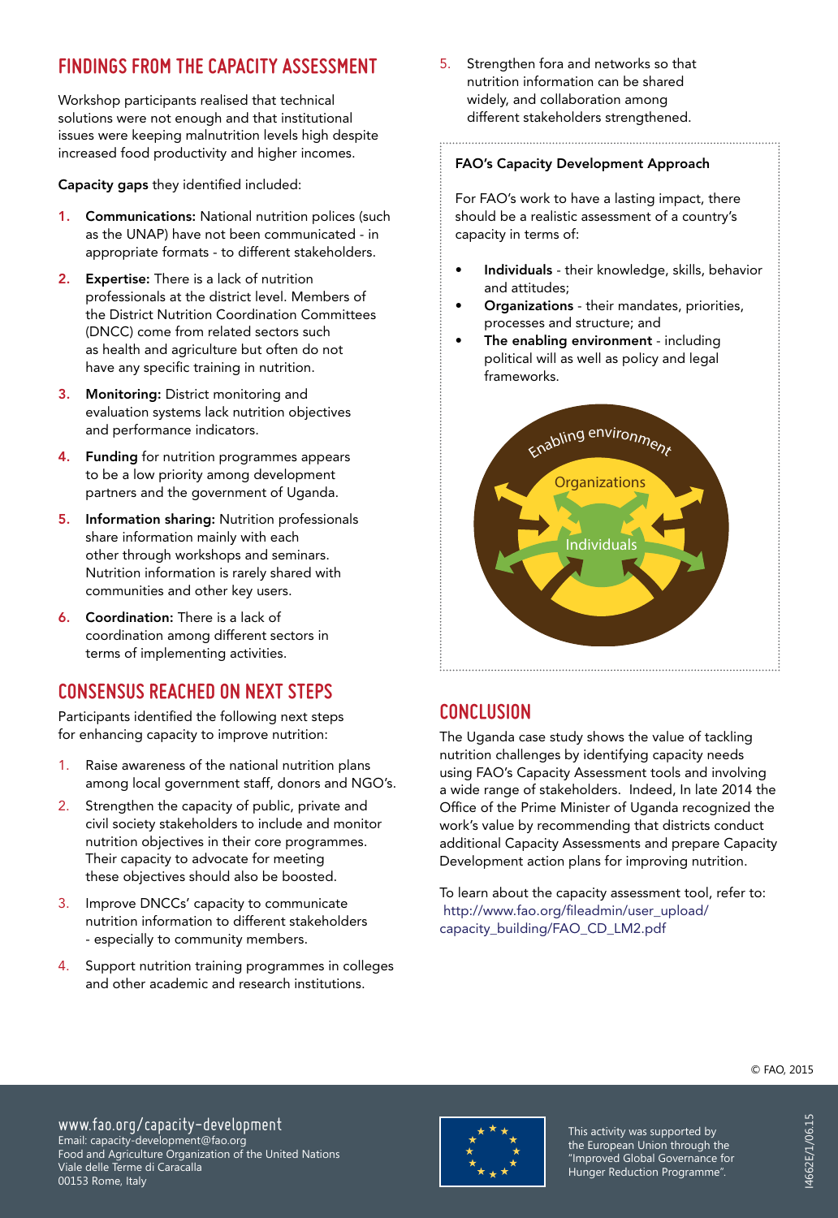## FINDINGS FROM THE CAPACITY ASSESSMENT

Workshop participants realised that technical solutions were not enough and that institutional issues were keeping malnutrition levels high despite increased food productivity and higher incomes.

**Capacity gaps** they identified included:

1. **Communications:** National nutrition polices (such as the UNAP) have not been communicated - in appropriate formats - to different stakeholders.
2. **Expertise:** There is a lack of nutrition professionals at the district level. Members of the District Nutrition Coordination Committees (DNCC) come from related sectors such as health and agriculture but often do not have any specific training in nutrition.
3. **Monitoring:** District monitoring and evaluation systems lack nutrition objectives and performance indicators.
4. **Funding** for nutrition programmes appears to be a low priority among development partners and the government of Uganda.
5. **Information sharing:** Nutrition professionals share information mainly with each other through workshops and seminars. Nutrition information is rarely shared with communities and other key users.
6. **Coordination:** There is a lack of coordination among different sectors in terms of implementing activities.

## CONSENSUS REACHED ON NEXT STEPS

Participants identified the following next steps for enhancing capacity to improve nutrition:

1. Raise awareness of the national nutrition plans among local government staff, donors and NGO's.
2. Strengthen the capacity of public, private and civil society stakeholders to include and monitor nutrition objectives in their core programmes. Their capacity to advocate for meeting these objectives should also be boosted.
3. Improve DNCCs' capacity to communicate nutrition information to different stakeholders - especially to community members.
4. Support nutrition training programmes in colleges and other academic and research institutions.
5. Strengthen fora and networks so that nutrition information can be shared widely, and collaboration among different stakeholders strengthened.

**FAO's Capacity Development Approach**

For FAO's work to have a lasting impact, there should be a realistic assessment of a country's capacity in terms of:

- **Individuals** - their knowledge, skills, behavior and attitudes;
- **Organizations** - their mandates, priorities, processes and structure; and
- **The enabling environment** - including political will as well as policy and legal frameworks.

Enabling environment
Organizations
Individuals

## CONCLUSION

The Uganda case study shows the value of tackling nutrition challenges by identifying capacity needs using FAO's Capacity Assessment tools and involving a wide range of stakeholders. Indeed, In late 2014 the Office of the Prime Minister of Uganda recognized the work's value by recommending that districts conduct additional Capacity Assessments and prepare Capacity Development action plans for improving nutrition.

To learn about the capacity assessment tool, refer to: http://www.fao.org/fileadmin/user_upload/capacity_building/FAO_CD_LM2.pdf

© FAO, 2015

www.fao.org/capacity-development
Email: capacity-development@fao.org
Food and Agriculture Organization of the United Nations
Viale delle Terme di Caracalla
00153 Rome, Italy

This activity was supported by the European Union through the "Improved Global Governance for Hunger Reduction Programme".

I4662E/1/06.15